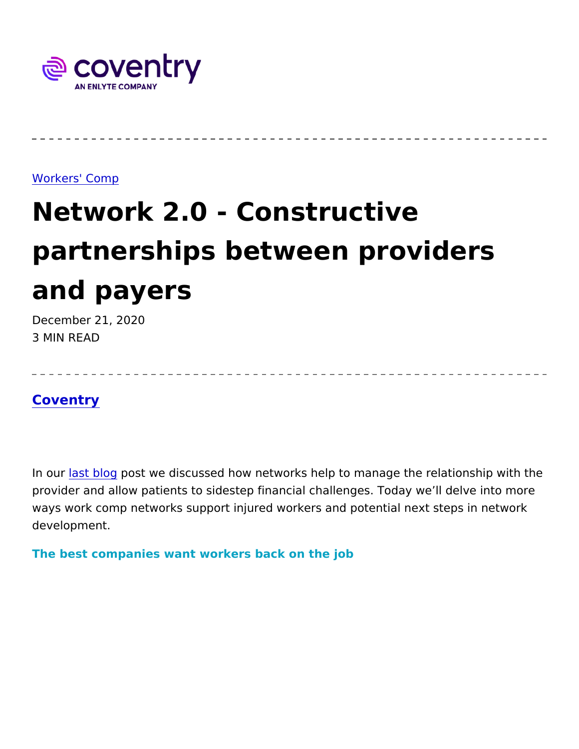coventry
AN ENLYTE COMPANY

Workers' Comp

# Network 2.0 - Constructive partnerships between providers and payers

December 21, 2020
3 MIN READ

**Coventry**

In our last blog post we discussed how networks help to manage the relationship with the provider and allow patients to sidestep financial challenges. Today we'll delve into more ways work comp networks support injured workers and potential next steps in network development.

### The best companies want workers back on the job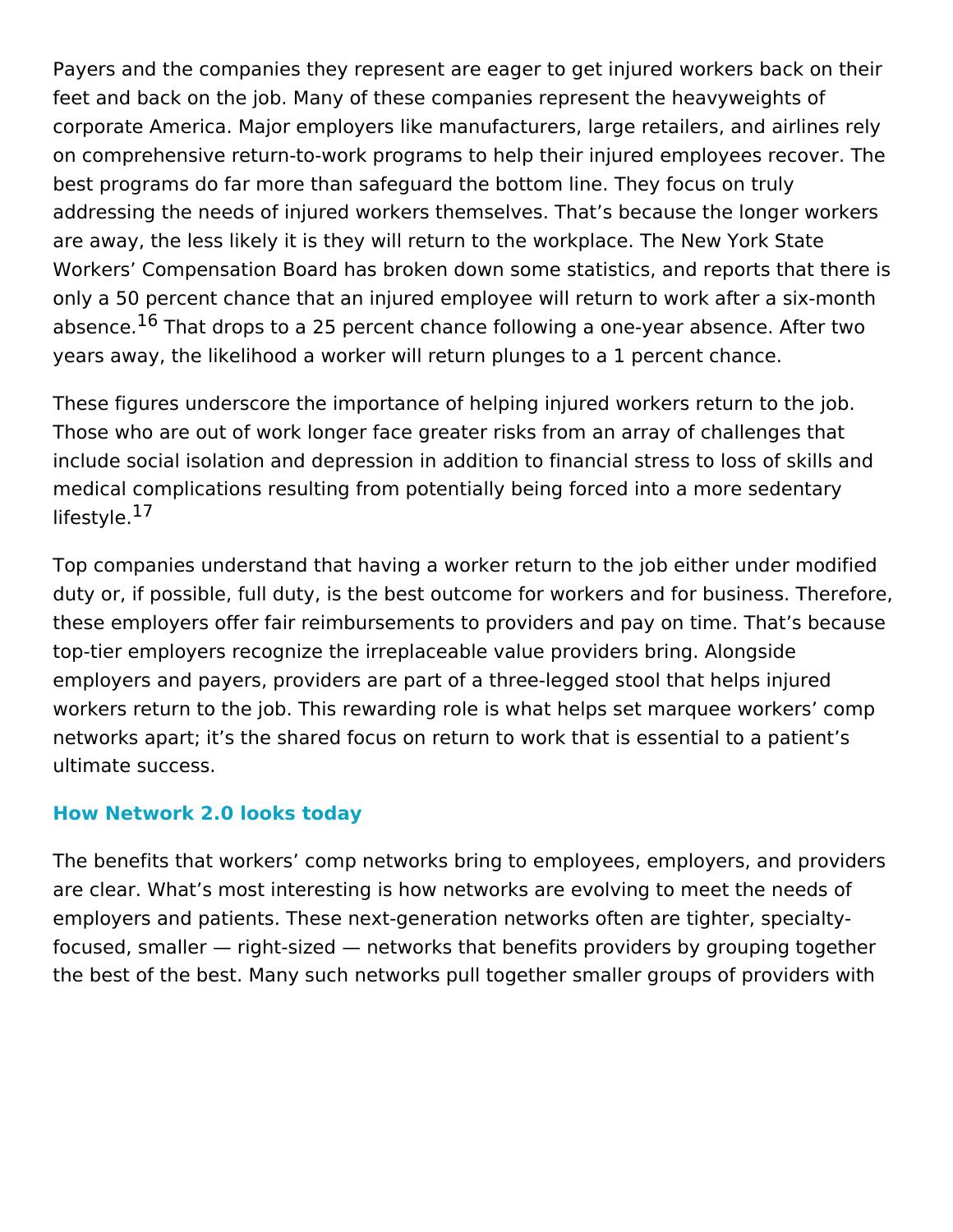Payers and the companies they represent are eager to get injured workers back on their feet and back on the job. Many of these companies represent the heavyweights of corporate America. Major employers like manufacturers, large retailers, and airlines rely on comprehensive return-to-work programs to help their injured employees recover. The best programs do far more than safeguard the bottom line. They focus on truly addressing the needs of injured workers themselves. That's because the longer workers are away, the less likely it is they will return to the workplace. The New York State Workers' Compensation Board has broken down some statistics, and reports that there is only a 50 percent chance that an injured employee will return to work after a six-month absence.[16] That drops to a 25 percent chance following a one-year absence. After two years away, the likelihood a worker will return plunges to a 1 percent chance.

These figures underscore the importance of helping injured workers return to the job. Those who are out of work longer face greater risks from an array of challenges that include social isolation and depression in addition to financial stress to loss of skills and medical complications resulting from potentially being forced into a more sedentary lifestyle.[17]

Top companies understand that having a worker return to the job either under modified duty or, if possible, full duty, is the best outcome for workers and for business. Therefore, these employers offer fair reimbursements to providers and pay on time. That's because top-tier employers recognize the irreplaceable value providers bring. Alongside employers and payers, providers are part of a three-legged stool that helps injured workers return to the job. This rewarding role is what helps set marquee workers' comp networks apart; it's the shared focus on return to work that is essential to a patient's ultimate success.

### How Network 2.0 looks today

The benefits that workers' comp networks bring to employees, employers, and providers are clear. What's most interesting is how networks are evolving to meet the needs of employers and patients. These next-generation networks often are tighter, specialty-focused, smaller — right-sized — networks that benefits providers by grouping together the best of the best. Many such networks pull together smaller groups of providers with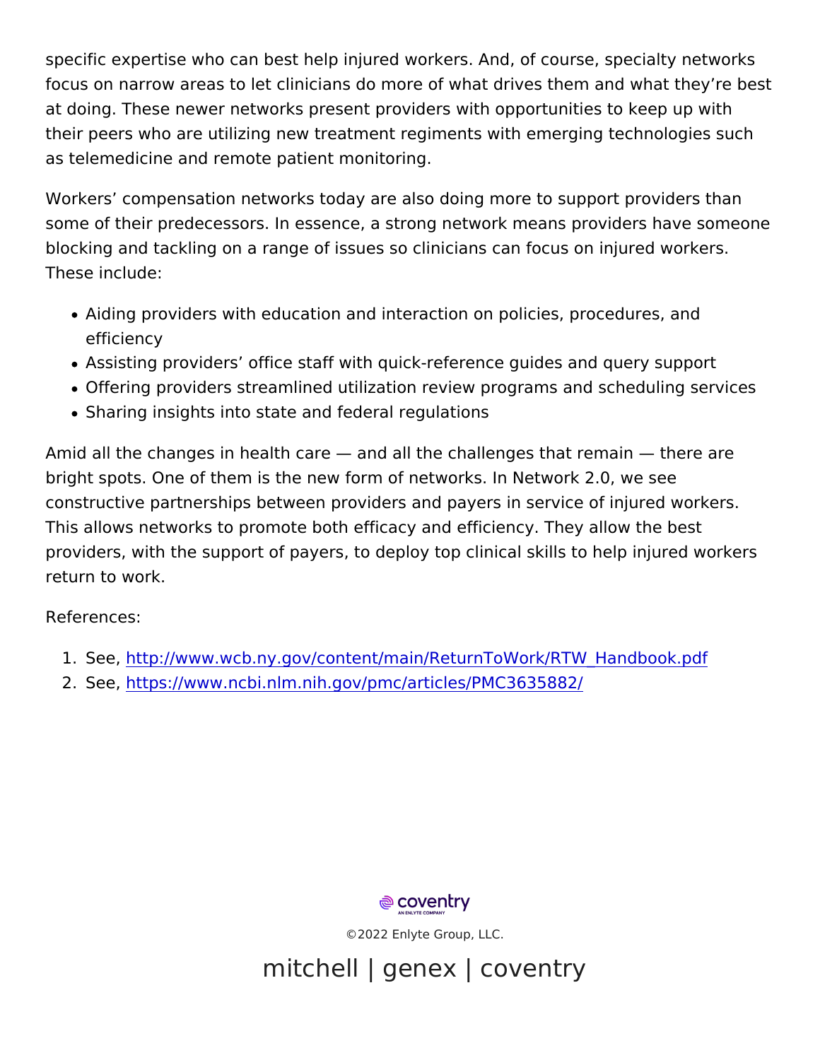specific expertise who can best help injured workers. And, of course, specialty networks focus on narrow areas to let clinicians do more of what drives them and what they're best at doing. These newer networks present providers with opportunities to keep up with their peers who are utilizing new treatment regiments with emerging technologies such as telemedicine and remote patient monitoring.

Workers' compensation networks today are also doing more to support providers than some of their predecessors. In essence, a strong network means providers have someone blocking and tackling on a range of issues so clinicians can focus on injured workers. These include:

- Aiding providers with education and interaction on policies, procedures, and efficiency
- Assisting providers' office staff with quick-reference guides and query support
- Offering providers streamlined utilization review programs and scheduling services
- Sharing insights into state and federal regulations

Amid all the changes in health care — and all the challenges that remain — there are bright spots. One of them is the new form of networks. In Network 2.0, we see constructive partnerships between providers and payers in service of injured workers. This allows networks to promote both efficacy and efficiency. They allow the best providers, with the support of payers, to deploy top clinical skills to help injured workers return to work.

References:

1. See, http://www.wcb.ny.gov/content/main/ReturnToWork/RTW_Handbook.pdf
2. See, https://www.ncbi.nlm.nih.gov/pmc/articles/PMC3635882/

coventry
AN ENLYTE COMPANY

©2022 Enlyte Group, LLC.

mitchell | genex | coventry